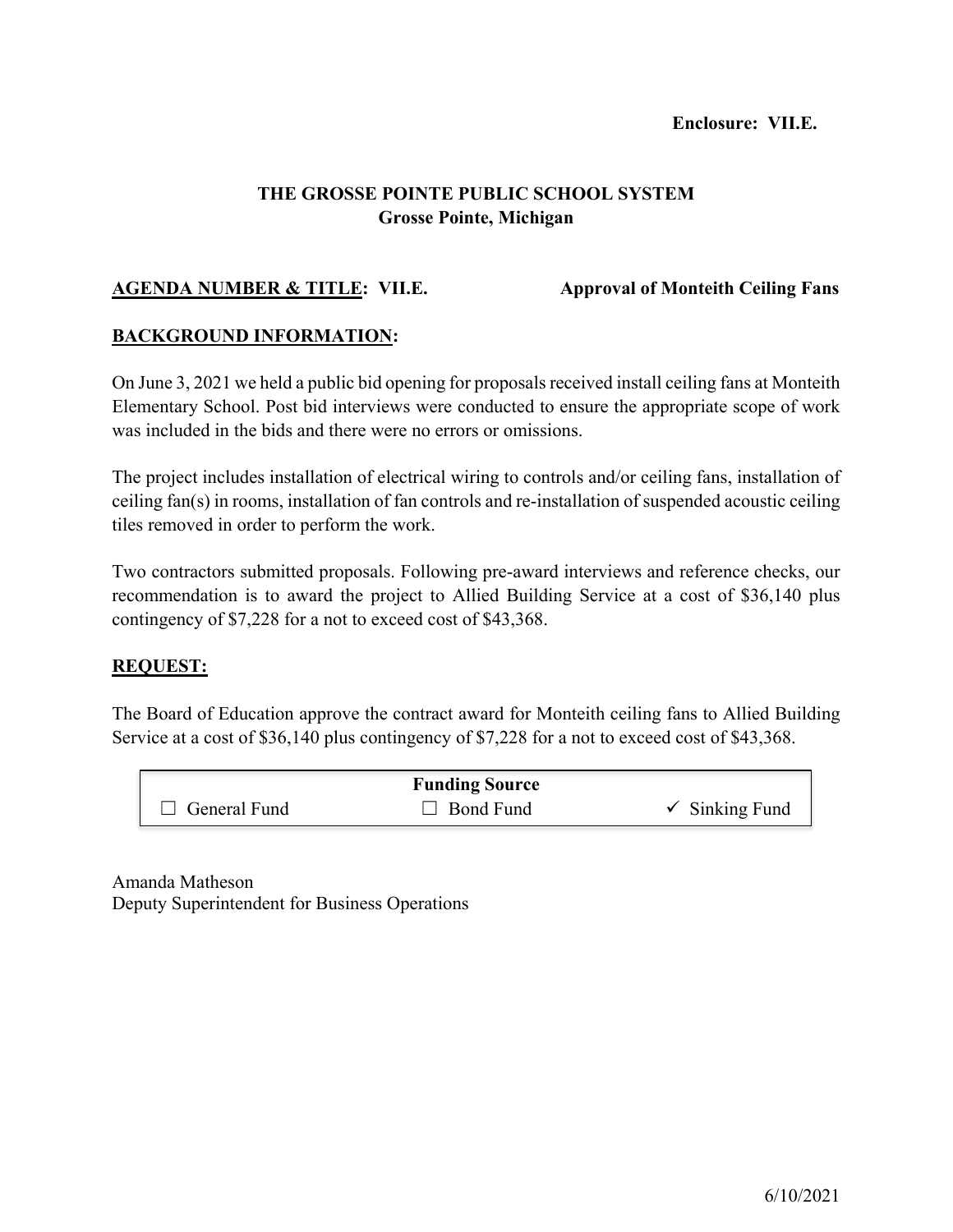**Enclosure: VII.E.**

**THE GROSSE POINTE PUBLIC SCHOOL SYSTEM**
**Grosse Pointe, Michigan**

**<u>AGENDA NUMBER & TITLE</u>: VII.E. Approval of Monteith Ceiling Fans**

## <u>BACKGROUND INFORMATION</u>:

On June 3, 2021 we held a public bid opening for proposals received install ceiling fans at Monteith Elementary School. Post bid interviews were conducted to ensure the appropriate scope of work was included in the bids and there were no errors or omissions.

The project includes installation of electrical wiring to controls and/or ceiling fans, installation of ceiling fan(s) in rooms, installation of fan controls and re-installation of suspended acoustic ceiling tiles removed in order to perform the work.

Two contractors submitted proposals. Following pre-award interviews and reference checks, our recommendation is to award the project to Allied Building Service at a cost of $36,140 plus contingency of $7,228 for a not to exceed cost of $43,368.

## <u>REQUEST:</u>

The Board of Education approve the contract award for Monteith ceiling fans to Allied Building Service at a cost of $36,140 plus contingency of $7,228 for a not to exceed cost of $43,368.

| Funding Source | | |
|---|---|---|
| ☐ General Fund | ☐ Bond Fund | ✓ Sinking Fund |

Amanda Matheson
Deputy Superintendent for Business Operations

6/10/2021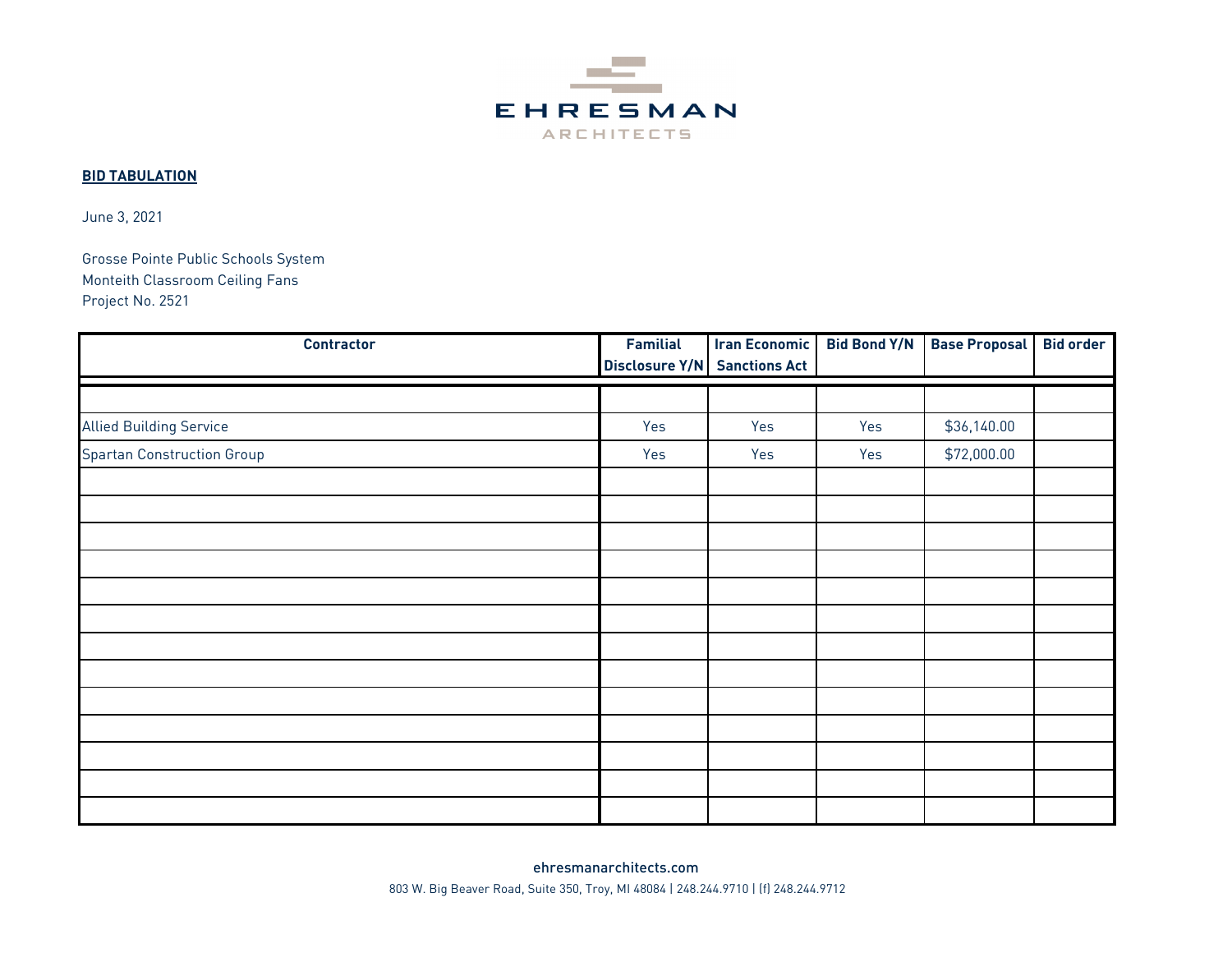EHRESMAN ARCHITECTS

**BID TABULATION**

June 3, 2021

Grosse Pointe Public Schools System
Monteith Classroom Ceiling Fans
Project No. 2521

| Contractor | Familial Disclosure Y/N | Iran Economic Sanctions Act | Bid Bond Y/N | Base Proposal | Bid order |
|---|---|---|---|---|---|
| | | | | | |
| Allied Building Service | Yes | Yes | Yes | $36,140.00 | |
| Spartan Construction Group | Yes | Yes | Yes | $72,000.00 | |
| | | | | | |
| | | | | | |
| | | | | | |
| | | | | | |
| | | | | | |
| | | | | | |
| | | | | | |
| | | | | | |
| | | | | | |
| | | | | | |
| | | | | | |
| | | | | | |
| | | | | | |

ehresmanarchitects.com
803 W. Big Beaver Road, Suite 350, Troy, MI 48084 | 248.244.9710 | (f) 248.244.9712